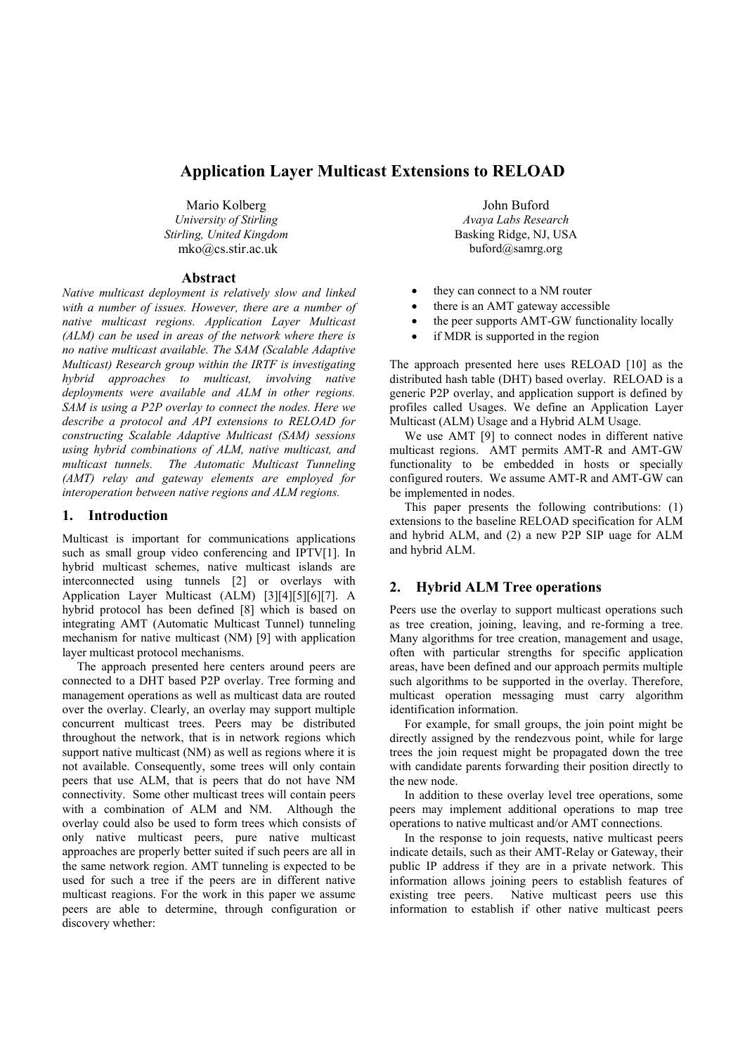# Application Layer Multicast Extensions to RELOAD

Mario Kolberg
*University of Stirling*
*Stirling, United Kingdom*
mko@cs.stir.ac.uk

John Buford
*Avaya Labs Research*
Basking Ridge, NJ, USA
buford@samrg.org

## Abstract

*Native multicast deployment is relatively slow and linked with a number of issues. However, there are a number of native multicast regions. Application Layer Multicast (ALM) can be used in areas of the network where there is no native multicast available. The SAM (Scalable Adaptive Multicast) Research group within the IRTF is investigating hybrid approaches to multicast, involving native deployments were available and ALM in other regions. SAM is using a P2P overlay to connect the nodes. Here we describe a protocol and API extensions to RELOAD for constructing Scalable Adaptive Multicast (SAM) sessions using hybrid combinations of ALM, native multicast, and multicast tunnels. The Automatic Multicast Tunneling (AMT) relay and gateway elements are employed for interoperation between native regions and ALM regions.*

## 1. Introduction

Multicast is important for communications applications such as small group video conferencing and IPTV[1]. In hybrid multicast schemes, native multicast islands are interconnected using tunnels [2] or overlays with Application Layer Multicast (ALM) [3][4][5][6][7]. A hybrid protocol has been defined [8] which is based on integrating AMT (Automatic Multicast Tunnel) tunneling mechanism for native multicast (NM) [9] with application layer multicast protocol mechanisms.

The approach presented here centers around peers are connected to a DHT based P2P overlay. Tree forming and management operations as well as multicast data are routed over the overlay. Clearly, an overlay may support multiple concurrent multicast trees. Peers may be distributed throughout the network, that is in network regions which support native multicast (NM) as well as regions where it is not available. Consequently, some trees will only contain peers that use ALM, that is peers that do not have NM connectivity. Some other multicast trees will contain peers with a combination of ALM and NM. Although the overlay could also be used to form trees which consists of only native multicast peers, pure native multicast approaches are properly better suited if such peers are all in the same network region. AMT tunneling is expected to be used for such a tree if the peers are in different native multicast reagions. For the work in this paper we assume peers are able to determine, through configuration or discovery whether:

- they can connect to a NM router
- there is an AMT gateway accessible
- the peer supports AMT-GW functionality locally
- if MDR is supported in the region

The approach presented here uses RELOAD [10] as the distributed hash table (DHT) based overlay. RELOAD is a generic P2P overlay, and application support is defined by profiles called Usages. We define an Application Layer Multicast (ALM) Usage and a Hybrid ALM Usage.

We use AMT [9] to connect nodes in different native multicast regions. AMT permits AMT-R and AMT-GW functionality to be embedded in hosts or specially configured routers. We assume AMT-R and AMT-GW can be implemented in nodes.

This paper presents the following contributions: (1) extensions to the baseline RELOAD specification for ALM and hybrid ALM, and (2) a new P2P SIP uage for ALM and hybrid ALM.

## 2. Hybrid ALM Tree operations

Peers use the overlay to support multicast operations such as tree creation, joining, leaving, and re-forming a tree. Many algorithms for tree creation, management and usage, often with particular strengths for specific application areas, have been defined and our approach permits multiple such algorithms to be supported in the overlay. Therefore, multicast operation messaging must carry algorithm identification information.

For example, for small groups, the join point might be directly assigned by the rendezvous point, while for large trees the join request might be propagated down the tree with candidate parents forwarding their position directly to the new node.

In addition to these overlay level tree operations, some peers may implement additional operations to map tree operations to native multicast and/or AMT connections.

In the response to join requests, native multicast peers indicate details, such as their AMT-Relay or Gateway, their public IP address if they are in a private network. This information allows joining peers to establish features of existing tree peers. Native multicast peers use this information to establish if other native multicast peers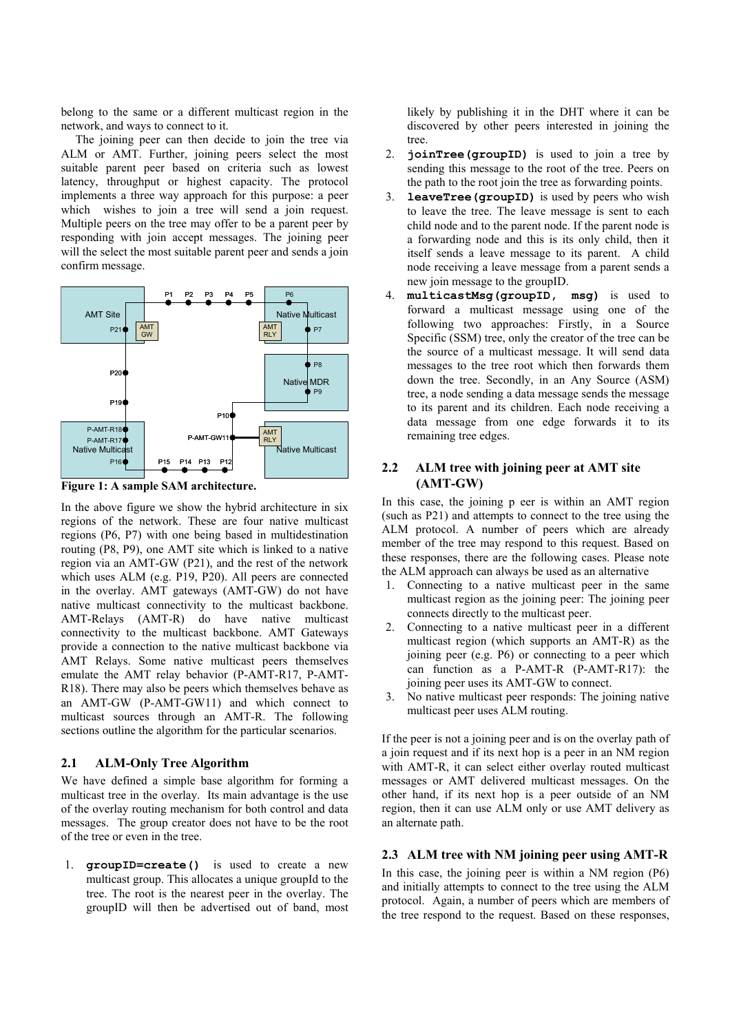belong to the same or a different multicast region in the network, and ways to connect to it.

The joining peer can then decide to join the tree via ALM or AMT. Further, joining peers select the most suitable parent peer based on criteria such as lowest latency, throughput or highest capacity. The protocol implements a three way approach for this purpose: a peer which wishes to join a tree will send a join request. Multiple peers on the tree may offer to be a parent peer by responding with join accept messages. The joining peer will the select the most suitable parent peer and sends a join confirm message.

**Figure 1: A sample SAM architecture.**

In the above figure we show the hybrid architecture in six regions of the network. These are four native multicast regions (P6, P7) with one being based in multidestination routing (P8, P9), one AMT site which is linked to a native region via an AMT-GW (P21), and the rest of the network which uses ALM (e.g. P19, P20). All peers are connected in the overlay. AMT gateways (AMT-GW) do not have native multicast connectivity to the multicast backbone. AMT-Relays (AMT-R) do have native multicast connectivity to the multicast backbone. AMT Gateways provide a connection to the native multicast backbone via AMT Relays. Some native multicast peers themselves emulate the AMT relay behavior (P-AMT-R17, P-AMT-R18). There may also be peers which themselves behave as an AMT-GW (P-AMT-GW11) and which connect to multicast sources through an AMT-R. The following sections outline the algorithm for the particular scenarios.

## 2.1 ALM-Only Tree Algorithm

We have defined a simple base algorithm for forming a multicast tree in the overlay. Its main advantage is the use of the overlay routing mechanism for both control and data messages. The group creator does not have to be the root of the tree or even in the tree.

1. **`groupID=create()`** is used to create a new multicast group. This allocates a unique groupId to the tree. The root is the nearest peer in the overlay. The groupID will then be advertised out of band, most likely by publishing it in the DHT where it can be discovered by other peers interested in joining the tree.
2. **`joinTree(groupID)`** is used to join a tree by sending this message to the root of the tree. Peers on the path to the root join the tree as forwarding points.
3. **`leaveTree(groupID)`** is used by peers who wish to leave the tree. The leave message is sent to each child node and to the parent node. If the parent node is a forwarding node and this is its only child, then it itself sends a leave message to its parent. A child node receiving a leave message from a parent sends a new join message to the groupID.
4. **`multicastMsg(groupID, msg)`** is used to forward a multicast message using one of the following two approaches: Firstly, in a Source Specific (SSM) tree, only the creator of the tree can be the source of a multicast message. It will send data messages to the tree root which then forwards them down the tree. Secondly, in an Any Source (ASM) tree, a node sending a data message sends the message to its parent and its children. Each node receiving a data message from one edge forwards it to its remaining tree edges.

## 2.2 ALM tree with joining peer at AMT site (AMT-GW)

In this case, the joining p eer is within an AMT region (such as P21) and attempts to connect to the tree using the ALM protocol. A number of peers which are already member of the tree may respond to this request. Based on these responses, there are the following cases. Please note the ALM approach can always be used as an alternative

1. Connecting to a native multicast peer in the same multicast region as the joining peer: The joining peer connects directly to the multicast peer.
2. Connecting to a native multicast peer in a different multicast region (which supports an AMT-R) as the joining peer (e.g. P6) or connecting to a peer which can function as a P-AMT-R (P-AMT-R17): the joining peer uses its AMT-GW to connect.
3. No native multicast peer responds: The joining native multicast peer uses ALM routing.

If the peer is not a joining peer and is on the overlay path of a join request and if its next hop is a peer in an NM region with AMT-R, it can select either overlay routed multicast messages or AMT delivered multicast messages. On the other hand, if its next hop is a peer outside of an NM region, then it can use ALM only or use AMT delivery as an alternate path.

## 2.3 ALM tree with NM joining peer using AMT-R

In this case, the joining peer is within a NM region (P6) and initially attempts to connect to the tree using the ALM protocol. Again, a number of peers which are members of the tree respond to the request. Based on these responses,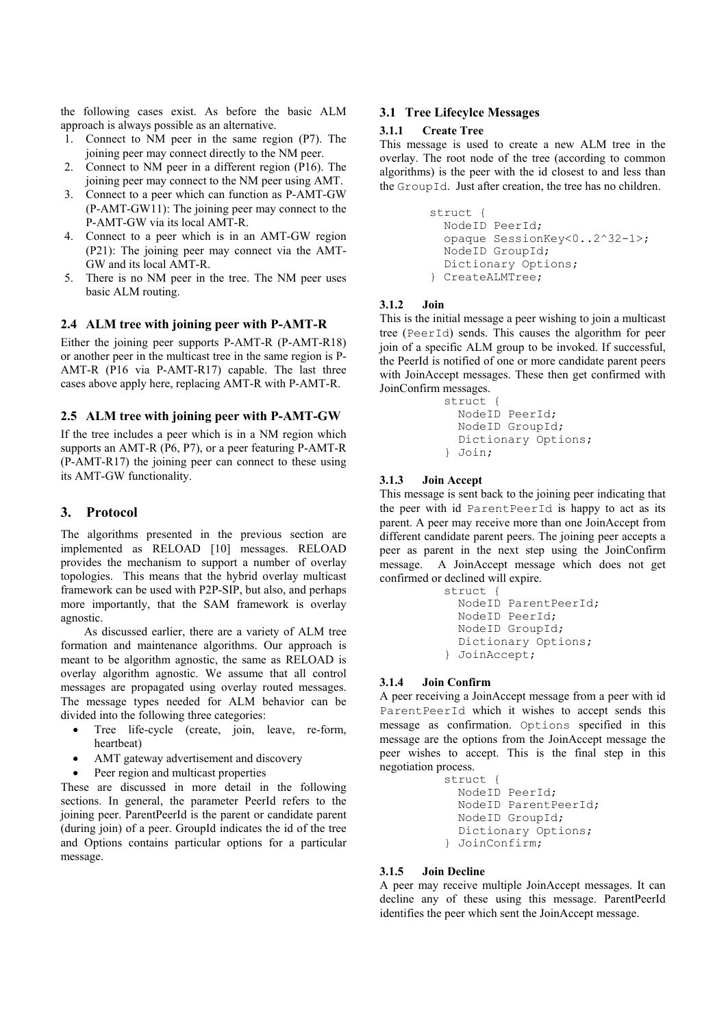the following cases exist. As before the basic ALM approach is always possible as an alternative.

1. Connect to NM peer in the same region (P7). The joining peer may connect directly to the NM peer.
2. Connect to NM peer in a different region (P16). The joining peer may connect to the NM peer using AMT.
3. Connect to a peer which can function as P-AMT-GW (P-AMT-GW11): The joining peer may connect to the P-AMT-GW via its local AMT-R.
4. Connect to a peer which is in an AMT-GW region (P21): The joining peer may connect via the AMT-GW and its local AMT-R.
5. There is no NM peer in the tree. The NM peer uses basic ALM routing.

### 2.4 ALM tree with joining peer with P-AMT-R

Either the joining peer supports P-AMT-R (P-AMT-R18) or another peer in the multicast tree in the same region is P-AMT-R (P16 via P-AMT-R17) capable. The last three cases above apply here, replacing AMT-R with P-AMT-R.

### 2.5 ALM tree with joining peer with P-AMT-GW

If the tree includes a peer which is in a NM region which supports an AMT-R (P6, P7), or a peer featuring P-AMT-R (P-AMT-R17) the joining peer can connect to these using its AMT-GW functionality.

## 3. Protocol

The algorithms presented in the previous section are implemented as RELOAD [10] messages. RELOAD provides the mechanism to support a number of overlay topologies. This means that the hybrid overlay multicast framework can be used with P2P-SIP, but also, and perhaps more importantly, that the SAM framework is overlay agnostic.

As discussed earlier, there are a variety of ALM tree formation and maintenance algorithms. Our approach is meant to be algorithm agnostic, the same as RELOAD is overlay algorithm agnostic. We assume that all control messages are propagated using overlay routed messages. The message types needed for ALM behavior can be divided into the following three categories:

- Tree life-cycle (create, join, leave, re-form, heartbeat)
- AMT gateway advertisement and discovery
- Peer region and multicast properties

These are discussed in more detail in the following sections. In general, the parameter PeerId refers to the joining peer. ParentPeerId is the parent or candidate parent (during join) of a peer. GroupId indicates the id of the tree and Options contains particular options for a particular message.

### 3.1 Tree Lifecylce Messages

#### 3.1.1 Create Tree

This message is used to create a new ALM tree in the overlay. The root node of the tree (according to common algorithms) is the peer with the id closest to and less than the `GroupId`. Just after creation, the tree has no children.

```
struct {
  NodeID PeerId;
  opaque SessionKey<0..2^32-1>;
  NodeID GroupId;
  Dictionary Options;
} CreateALMTree;
```

#### 3.1.2 Join

This is the initial message a peer wishing to join a multicast tree (`PeerId`) sends. This causes the algorithm for peer join of a specific ALM group to be invoked. If successful, the PeerId is notified of one or more candidate parent peers with JoinAccept messages. These then get confirmed with JoinConfirm messages.

```
struct {
  NodeID PeerId;
  NodeID GroupId;
  Dictionary Options;
} Join;
```

#### 3.1.3 Join Accept

This message is sent back to the joining peer indicating that the peer with id `ParentPeerId` is happy to act as its parent. A peer may receive more than one JoinAccept from different candidate parent peers. The joining peer accepts a peer as parent in the next step using the JoinConfirm message. A JoinAccept message which does not get confirmed or declined will expire.

```
struct {
  NodeID ParentPeerId;
  NodeID PeerId;
  NodeID GroupId;
  Dictionary Options;
} JoinAccept;
```

#### 3.1.4 Join Confirm

A peer receiving a JoinAccept message from a peer with id `ParentPeerId` which it wishes to accept sends this message as confirmation. `Options` specified in this message are the options from the JoinAccept message the peer wishes to accept. This is the final step in this negotiation process.

```
struct {
  NodeID PeerId;
  NodeID ParentPeerId;
  NodeID GroupId;
  Dictionary Options;
} JoinConfirm;
```

#### 3.1.5 Join Decline

A peer may receive multiple JoinAccept messages. It can decline any of these using this message. ParentPeerId identifies the peer which sent the JoinAccept message.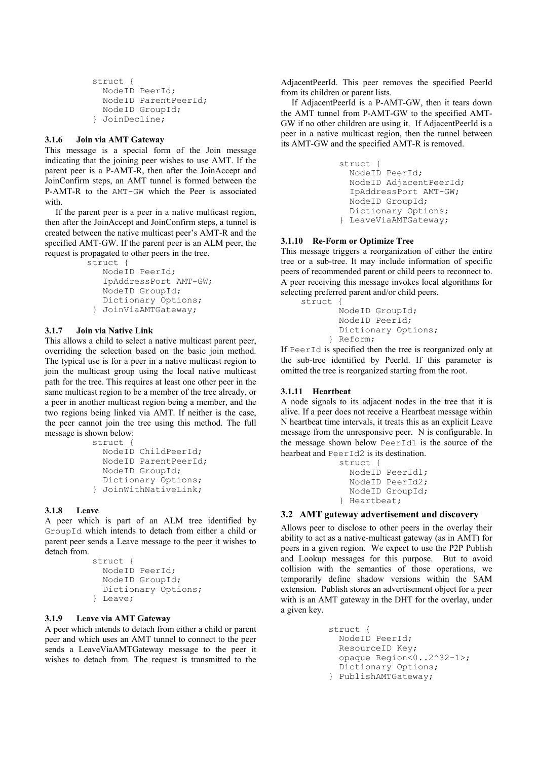```
struct {
  NodeID PeerId;
  NodeID ParentPeerId;
  NodeID GroupId;
} JoinDecline;
```

### 3.1.6 Join via AMT Gateway

This message is a special form of the Join message indicating that the joining peer wishes to use AMT. If the parent peer is a P-AMT-R, then after the JoinAccept and JoinConfirm steps, an AMT tunnel is formed between the P-AMT-R to the AMT-GW which the Peer is associated with.

If the parent peer is a peer in a native multicast region, then after the JoinAccept and JoinConfirm steps, a tunnel is created between the native multicast peer's AMT-R and the specified AMT-GW. If the parent peer is an ALM peer, the request is propagated to other peers in the tree.

```
struct {
  NodeID PeerId;
  IpAddressPort AMT-GW;
  NodeID GroupId;
  Dictionary Options;
} JoinViaAMTGateway;
```

### 3.1.7 Join via Native Link

This allows a child to select a native multicast parent peer, overriding the selection based on the basic join method. The typical use is for a peer in a native multicast region to join the multicast group using the local native multicast path for the tree. This requires at least one other peer in the same multicast region to be a member of the tree already, or a peer in another multicast region being a member, and the two regions being linked via AMT. If neither is the case, the peer cannot join the tree using this method. The full message is shown below:

```
struct {
  NodeID ChildPeerId;
  NodeID ParentPeerId;
  NodeID GroupId;
  Dictionary Options;
} JoinWithNativeLink;
```

### 3.1.8 Leave

A peer which is part of an ALM tree identified by GroupId which intends to detach from either a child or parent peer sends a Leave message to the peer it wishes to detach from.

```
struct {
  NodeID PeerId;
  NodeID GroupId;
  Dictionary Options;
} Leave;
```

### 3.1.9 Leave via AMT Gateway

A peer which intends to detach from either a child or parent peer and which uses an AMT tunnel to connect to the peer sends a LeaveViaAMTGateway message to the peer it wishes to detach from. The request is transmitted to the AdjacentPeerId. This peer removes the specified PeerId from its children or parent lists.

If AdjacentPeerId is a P-AMT-GW, then it tears down the AMT tunnel from P-AMT-GW to the specified AMT-GW if no other children are using it. If AdjacentPeerId is a peer in a native multicast region, then the tunnel between its AMT-GW and the specified AMT-R is removed.

```
struct {
  NodeID PeerId;
  NodeID AdjacentPeerId;
  IpAddressPort AMT-GW;
  NodeID GroupId;
  Dictionary Options;
} LeaveViaAMTGateway;
```

### 3.1.10 Re-Form or Optimize Tree

This message triggers a reorganization of either the entire tree or a sub-tree. It may include information of specific peers of recommended parent or child peers to reconnect to. A peer receiving this message invokes local algorithms for selecting preferred parent and/or child peers.

```
struct {
  NodeID GroupId;
  NodeID PeerId;
  Dictionary Options;
} Reform;
```

If PeerId is specified then the tree is reorganized only at the sub-tree identified by PeerId. If this parameter is omitted the tree is reorganized starting from the root.

### 3.1.11 Heartbeat

A node signals to its adjacent nodes in the tree that it is alive. If a peer does not receive a Heartbeat message within N heartbeat time intervals, it treats this as an explicit Leave message from the unresponsive peer. N is configurable. In the message shown below PeerId1 is the source of the hearbeat and PeerId2 is its destination.

```
struct {
  NodeID PeerId1;
  NodeID PeerId2;
  NodeID GroupId;
} Heartbeat;
```

## 3.2 AMT gateway advertisement and discovery

Allows peer to disclose to other peers in the overlay their ability to act as a native-multicast gateway (as in AMT) for peers in a given region. We expect to use the P2P Publish and Lookup messages for this purpose. But to avoid collision with the semantics of those operations, we temporarily define shadow versions within the SAM extension. Publish stores an advertisement object for a peer with is an AMT gateway in the DHT for the overlay, under a given key.

```
struct {
  NodeID PeerId;
  ResourceID Key;
  opaque Region<0..2^32-1>;
  Dictionary Options;
} PublishAMTGateway;
```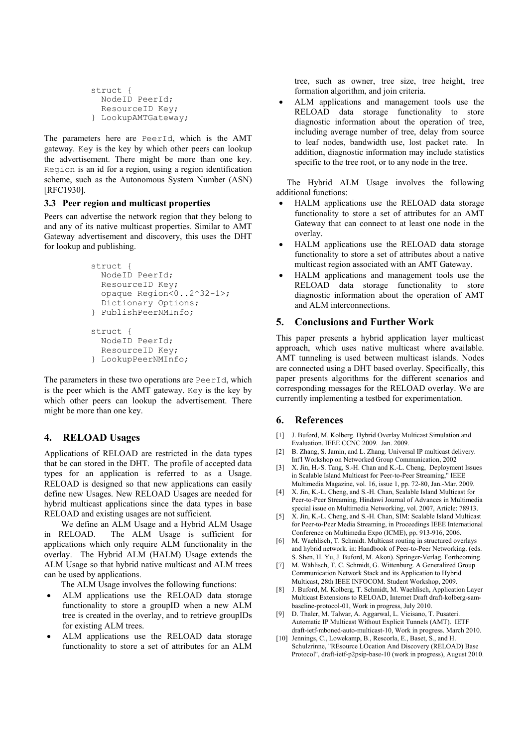```
struct {
  NodeID PeerId;
  ResourceID Key;
} LookupAMTGateway;
```

The parameters here are PeerId, which is the AMT gateway. Key is the key by which other peers can lookup the advertisement. There might be more than one key. Region is an id for a region, using a region identification scheme, such as the Autonomous System Number (ASN) [RFC1930].

### 3.3 Peer region and multicast properties

Peers can advertise the network region that they belong to and any of its native multicast properties. Similar to AMT Gateway advertisement and discovery, this uses the DHT for lookup and publishing.

```
struct {
  NodeID PeerId;
  ResourceID Key;
  opaque Region<0..2^32-1>;
  Dictionary Options;
} PublishPeerNMInfo;

struct {
  NodeID PeerId;
  ResourceID Key;
} LookupPeerNMInfo;
```

The parameters in these two operations are PeerId, which is the peer which is the AMT gateway. Key is the key by which other peers can lookup the advertisement. There might be more than one key.

## 4. RELOAD Usages

Applications of RELOAD are restricted in the data types that be can stored in the DHT. The profile of accepted data types for an application is referred to as a Usage. RELOAD is designed so that new applications can easily define new Usages. New RELOAD Usages are needed for hybrid multicast applications since the data types in base RELOAD and existing usages are not sufficient.

We define an ALM Usage and a Hybrid ALM Usage in RELOAD. The ALM Usage is sufficient for applications which only require ALM functionality in the overlay. The Hybrid ALM (HALM) Usage extends the ALM Usage so that hybrid native multicast and ALM trees can be used by applications.

The ALM Usage involves the following functions:

- ALM applications use the RELOAD data storage functionality to store a groupID when a new ALM tree is created in the overlay, and to retrieve groupIDs for existing ALM trees.
- ALM applications use the RELOAD data storage functionality to store a set of attributes for an ALM tree, such as owner, tree size, tree height, tree formation algorithm, and join criteria.
- ALM applications and management tools use the RELOAD data storage functionality to store diagnostic information about the operation of tree, including average number of tree, delay from source to leaf nodes, bandwidth use, lost packet rate. In addition, diagnostic information may include statistics specific to the tree root, or to any node in the tree.

The Hybrid ALM Usage involves the following additional functions:

- HALM applications use the RELOAD data storage functionality to store a set of attributes for an AMT Gateway that can connect to at least one node in the overlay.
- HALM applications use the RELOAD data storage functionality to store a set of attributes about a native multicast region associated with an AMT Gateway.
- HALM applications and management tools use the RELOAD data storage functionality to store diagnostic information about the operation of AMT and ALM interconnections.

## 5. Conclusions and Further Work

This paper presents a hybrid application layer multicast approach, which uses native multicast where available. AMT tunneling is used between multicast islands. Nodes are connected using a DHT based overlay. Specifically, this paper presents algorithms for the different scenarios and corresponding messages for the RELOAD overlay. We are currently implementing a testbed for experimentation.

## 6. References

[1] J. Buford, M. Kolberg. Hybrid Overlay Multicast Simulation and Evaluation. IEEE CCNC 2009. Jan. 2009.

[2] B. Zhang, S. Jamin, and L. Zhang. Universal IP multicast delivery. Int'l Workshop on Networked Group Communication, 2002

[3] X. Jin, H.-S. Tang, S.-H. Chan and K.-L. Cheng, Deployment Issues in Scalable Island Multicast for Peer-to-Peer Streaming," IEEE Multimedia Magazine, vol. 16, issue 1, pp. 72-80, Jan.-Mar. 2009.

[4] X. Jin, K.-L. Cheng, and S.-H. Chan, Scalable Island Multicast for Peer-to-Peer Streaming, Hindawi Journal of Advances in Multimedia special issue on Multimedia Networking, vol. 2007, Article: 78913.

[5] X. Jin, K.-L. Cheng, and S.-H. Chan, SIM: Scalable Island Multicast for Peer-to-Peer Media Streaming, in Proceedings IEEE International Conference on Multimedia Expo (ICME), pp. 913-916, 2006.

[6] M. Waehlisch, T. Schmidt. Multicast routing in structured overlays and hybrid network. in: Handbook of Peer-to-Peer Networking. (eds. S. Shen, H. Yu, J. Buford, M. Akon). Springer-Verlag. Forthcoming.

[7] M. Wählisch, T. C. Schmidt, G. Wittenburg. A Generalized Group Communication Network Stack and its Application to Hybrid Multicast, 28th IEEE INFOCOM. Student Workshop, 2009.

[8] J. Buford, M. Kolberg, T. Schmidt, M. Waehlisch, Application Layer Multicast Extensions to RELOAD, Internet Draft draft-kolberg-sam-baseline-protocol-01, Work in progress, July 2010.

[9] D. Thaler, M. Talwar, A. Aggarwal, L. Vicisano, T. Pusateri. Automatic IP Multicast Without Explicit Tunnels (AMT). IETF draft-ietf-mboned-auto-multicast-10, Work in progress. March 2010.

[10] Jennings, C., Lowekamp, B., Rescorla, E., Baset, S., and H. Schulzrinne, "REsource LOcation And Discovery (RELOAD) Base Protocol", draft-ietf-p2psip-base-10 (work in progress), August 2010.